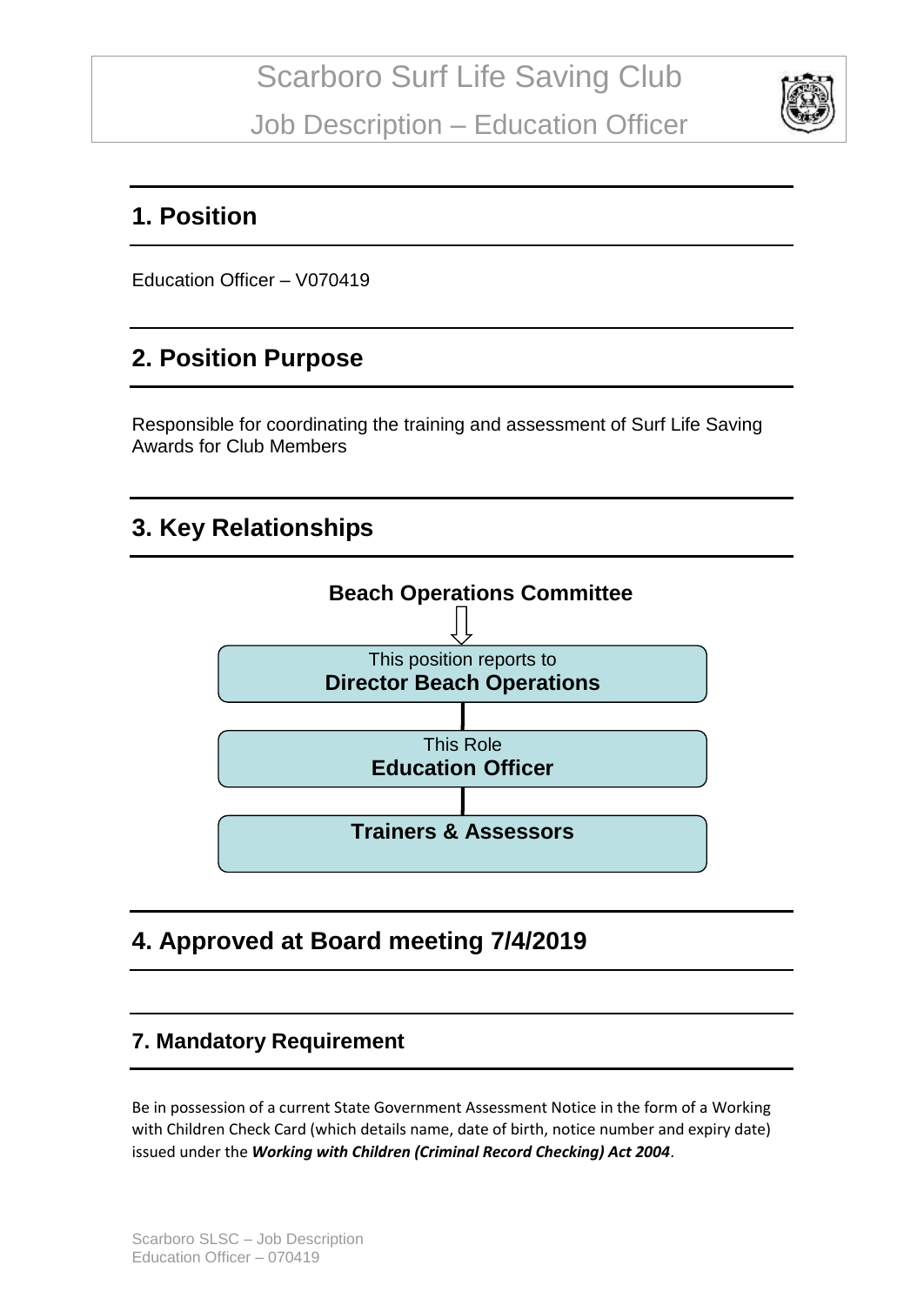# Scarboro Surf Life Saving Club

## Job Description – Education Officer

## 1. Position

Education Officer – V070419

## 2. Position Purpose

Responsible for coordinating the training and assessment of Surf Life Saving Awards for Club Members

## 3. Key Relationships

**Beach Operations Committee**

This position reports to
**Director Beach Operations**

This Role
**Education Officer**

**Trainers & Assessors**

## 4. Approved at Board meeting 7/4/2019

### 7. Mandatory Requirement

Be in possession of a current State Government Assessment Notice in the form of a Working with Children Check Card (which details name, date of birth, notice number and expiry date) issued under the ***Working with Children (Criminal Record Checking) Act 2004***.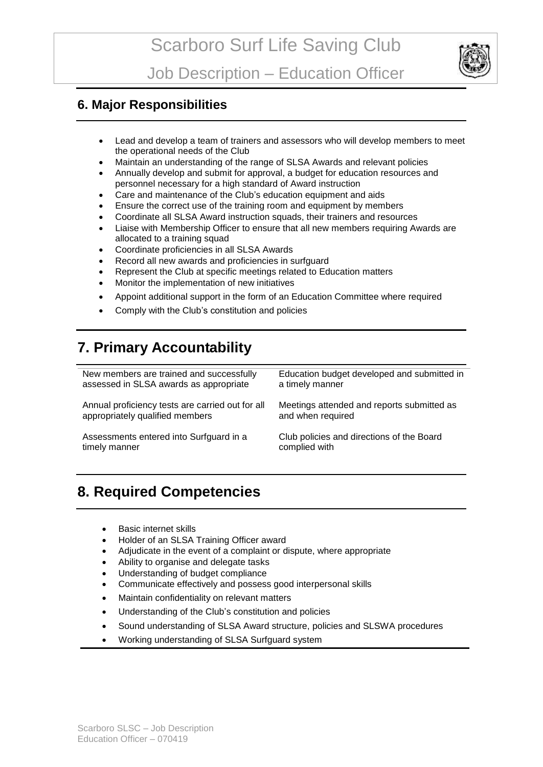## 6. Major Responsibilities

- Lead and develop a team of trainers and assessors who will develop members to meet the operational needs of the Club
- Maintain an understanding of the range of SLSA Awards and relevant policies
- Annually develop and submit for approval, a budget for education resources and personnel necessary for a high standard of Award instruction
- Care and maintenance of the Club's education equipment and aids
- Ensure the correct use of the training room and equipment by members
- Coordinate all SLSA Award instruction squads, their trainers and resources
- Liaise with Membership Officer to ensure that all new members requiring Awards are allocated to a training squad
- Coordinate proficiencies in all SLSA Awards
- Record all new awards and proficiencies in surfguard
- Represent the Club at specific meetings related to Education matters
- Monitor the implementation of new initiatives
- Appoint additional support in the form of an Education Committee where required
- Comply with the Club's constitution and policies

## 7. Primary Accountability

| | |
|---|---|
| New members are trained and successfully assessed in SLSA awards as appropriate | Education budget developed and submitted in a timely manner |
| Annual proficiency tests are carried out for all appropriately qualified members | Meetings attended and reports submitted as and when required |
| Assessments entered into Surfguard in a timely manner | Club policies and directions of the Board complied with |

## 8. Required Competencies

- Basic internet skills
- Holder of an SLSA Training Officer award
- Adjudicate in the event of a complaint or dispute, where appropriate
- Ability to organise and delegate tasks
- Understanding of budget compliance
- Communicate effectively and possess good interpersonal skills
- Maintain confidentiality on relevant matters
- Understanding of the Club's constitution and policies
- Sound understanding of SLSA Award structure, policies and SLSWA procedures
- Working understanding of SLSA Surfguard system